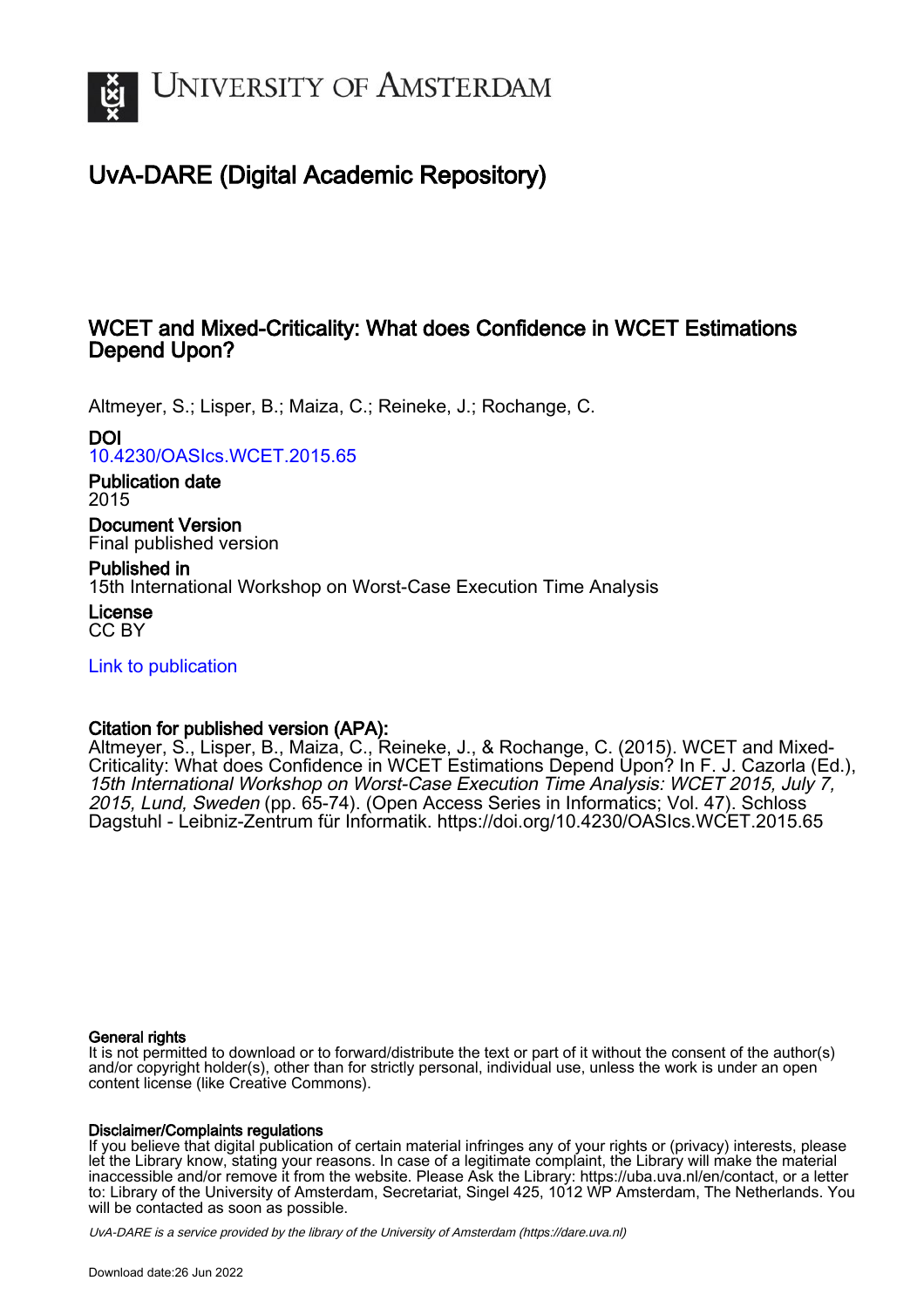# UvA-DARE (Digital Academic Repository)

## WCET and Mixed-Criticality: What does Confidence in WCET Estimations Depend Upon?

Altmeyer, S.; Lisper, B.; Maiza, C.; Reineke, J.; Rochange, C.

**DOI**
10.4230/OASIcs.WCET.2015.65

**Publication date**
2015

**Document Version**
Final published version

**Published in**
15th International Workshop on Worst-Case Execution Time Analysis

**License**
CC BY

Link to publication

**Citation for published version (APA):**
Altmeyer, S., Lisper, B., Maiza, C., Reineke, J., & Rochange, C. (2015). WCET and Mixed-Criticality: What does Confidence in WCET Estimations Depend Upon? In F. J. Cazorla (Ed.), *15th International Workshop on Worst-Case Execution Time Analysis: WCET 2015, July 7, 2015, Lund, Sweden* (pp. 65-74). (Open Access Series in Informatics; Vol. 47). Schloss Dagstuhl - Leibniz-Zentrum für Informatik. https://doi.org/10.4230/OASIcs.WCET.2015.65

**General rights**
It is not permitted to download or to forward/distribute the text or part of it without the consent of the author(s) and/or copyright holder(s), other than for strictly personal, individual use, unless the work is under an open content license (like Creative Commons).

**Disclaimer/Complaints regulations**
If you believe that digital publication of certain material infringes any of your rights or (privacy) interests, please let the Library know, stating your reasons. In case of a legitimate complaint, the Library will make the material inaccessible and/or remove it from the website. Please Ask the Library: https://uba.uva.nl/en/contact, or a letter to: Library of the University of Amsterdam, Secretariat, Singel 425, 1012 WP Amsterdam, The Netherlands. You will be contacted as soon as possible.

*UvA-DARE is a service provided by the library of the University of Amsterdam (https://dare.uva.nl)*

Download date:26 Jun 2022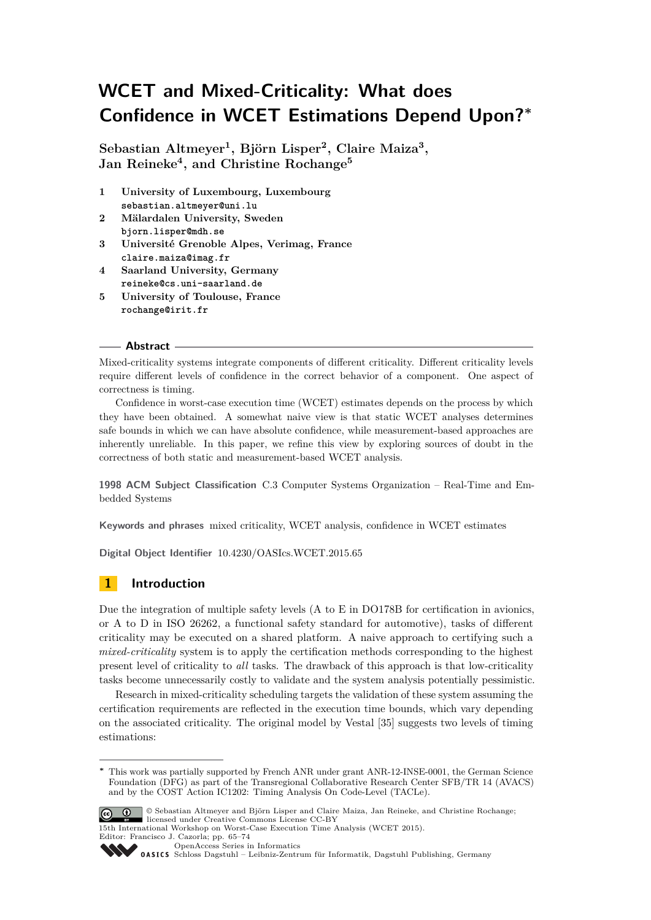# WCET and Mixed-Criticality: What does Confidence in WCET Estimations Depend Upon?*

**Sebastian Altmeyer[1], Björn Lisper[2], Claire Maiza[3], Jan Reineke[4], and Christine Rochange[5]**

1. **University of Luxembourg, Luxembourg**
   sebastian.altmeyer@uni.lu
2. **Mälardalen University, Sweden**
   bjorn.lisper@mdh.se
3. **Université Grenoble Alpes, Verimag, France**
   claire.maiza@imag.fr
4. **Saarland University, Germany**
   reineke@cs.uni-saarland.de
5. **University of Toulouse, France**
   rochange@irit.fr

## Abstract

Mixed-criticality systems integrate components of different criticality. Different criticality levels require different levels of confidence in the correct behavior of a component. One aspect of correctness is timing.

Confidence in worst-case execution time (WCET) estimates depends on the process by which they have been obtained. A somewhat naive view is that static WCET analyses determines safe bounds in which we can have absolute confidence, while measurement-based approaches are inherently unreliable. In this paper, we refine this view by exploring sources of doubt in the correctness of both static and measurement-based WCET analysis.

**1998 ACM Subject Classification** C.3 Computer Systems Organization – Real-Time and Embedded Systems

**Keywords and phrases** mixed criticality, WCET analysis, confidence in WCET estimates

**Digital Object Identifier** 10.4230/OASIcs.WCET.2015.65

## 1 Introduction

Due the integration of multiple safety levels (A to E in DO178B for certification in avionics, or A to D in ISO 26262, a functional safety standard for automotive), tasks of different criticality may be executed on a shared platform. A naive approach to certifying such a *mixed-criticality* system is to apply the certification methods corresponding to the highest present level of criticality to *all* tasks. The drawback of this approach is that low-criticality tasks become unnecessarily costly to validate and the system analysis potentially pessimistic.

Research in mixed-criticality scheduling targets the validation of these system assuming the certification requirements are reflected in the execution time bounds, which vary depending on the associated criticality. The original model by Vestal [35] suggests two levels of timing estimations:

---

* This work was partially supported by French ANR under grant ANR-12-INSE-0001, the German Science Foundation (DFG) as part of the Transregional Collaborative Research Center SFB/TR 14 (AVACS) and by the COST Action IC1202: Timing Analysis On Code-Level (TACLe).

© Sebastian Altmeyer and Björn Lisper and Claire Maiza, Jan Reineke, and Christine Rochange; licensed under Creative Commons License CC-BY
15th International Workshop on Worst-Case Execution Time Analysis (WCET 2015).
Editor: Francisco J. Cazorla; pp. 65–74
OpenAccess Series in Informatics
Schloss Dagstuhl – Leibniz-Zentrum für Informatik, Dagstuhl Publishing, Germany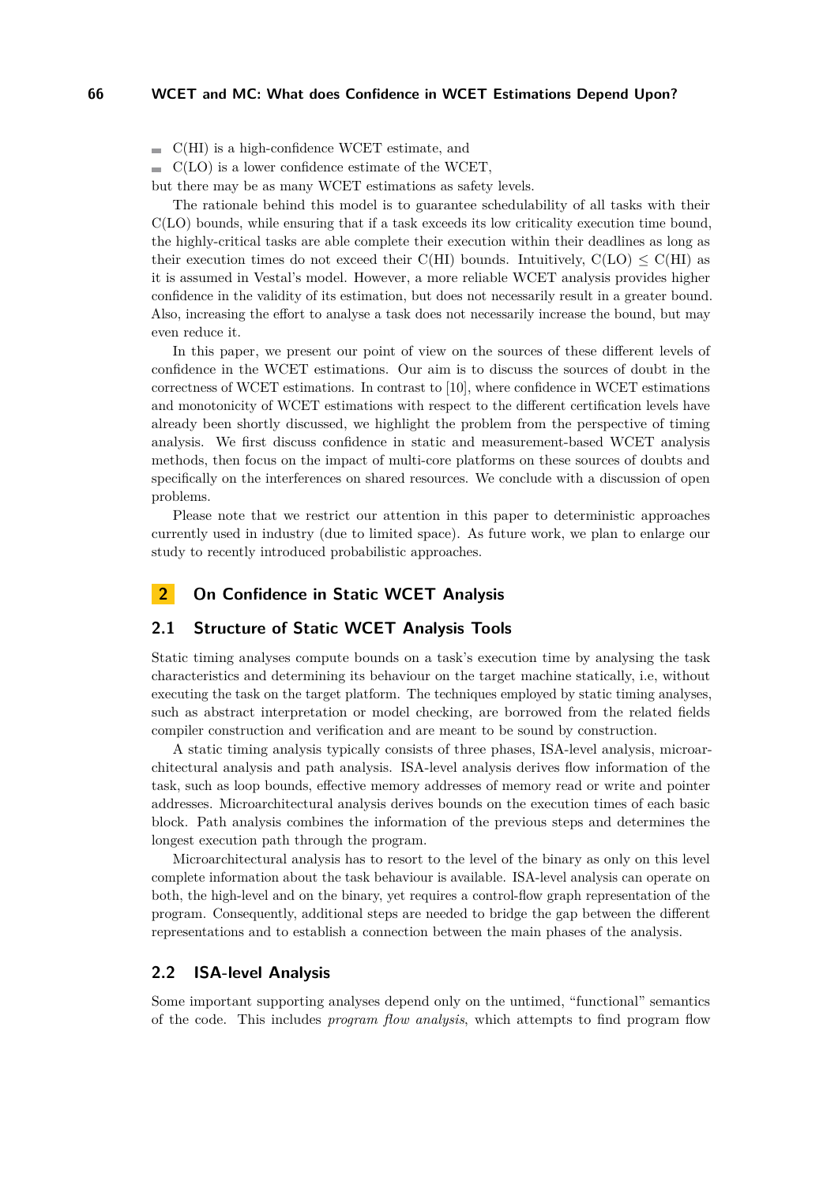- C(HI) is a high-confidence WCET estimate, and
- C(LO) is a lower confidence estimate of the WCET,

but there may be as many WCET estimations as safety levels.

The rationale behind this model is to guarantee schedulability of all tasks with their C(LO) bounds, while ensuring that if a task exceeds its low criticality execution time bound, the highly-critical tasks are able complete their execution within their deadlines as long as their execution times do not exceed their C(HI) bounds. Intuitively, C(LO) $\leq$ C(HI) as it is assumed in Vestal's model. However, a more reliable WCET analysis provides higher confidence in the validity of its estimation, but does not necessarily result in a greater bound. Also, increasing the effort to analyse a task does not necessarily increase the bound, but may even reduce it.

In this paper, we present our point of view on the sources of these different levels of confidence in the WCET estimations. Our aim is to discuss the sources of doubt in the correctness of WCET estimations. In contrast to [10], where confidence in WCET estimations and monotonicity of WCET estimations with respect to the different certification levels have already been shortly discussed, we highlight the problem from the perspective of timing analysis. We first discuss confidence in static and measurement-based WCET analysis methods, then focus on the impact of multi-core platforms on these sources of doubts and specifically on the interferences on shared resources. We conclude with a discussion of open problems.

Please note that we restrict our attention in this paper to deterministic approaches currently used in industry (due to limited space). As future work, we plan to enlarge our study to recently introduced probabilistic approaches.

# 2 On Confidence in Static WCET Analysis

## 2.1 Structure of Static WCET Analysis Tools

Static timing analyses compute bounds on a task's execution time by analysing the task characteristics and determining its behaviour on the target machine statically, i.e, without executing the task on the target platform. The techniques employed by static timing analyses, such as abstract interpretation or model checking, are borrowed from the related fields compiler construction and verification and are meant to be sound by construction.

A static timing analysis typically consists of three phases, ISA-level analysis, microarchitectural analysis and path analysis. ISA-level analysis derives flow information of the task, such as loop bounds, effective memory addresses of memory read or write and pointer addresses. Microarchitectural analysis derives bounds on the execution times of each basic block. Path analysis combines the information of the previous steps and determines the longest execution path through the program.

Microarchitectural analysis has to resort to the level of the binary as only on this level complete information about the task behaviour is available. ISA-level analysis can operate on both, the high-level and on the binary, yet requires a control-flow graph representation of the program. Consequently, additional steps are needed to bridge the gap between the different representations and to establish a connection between the main phases of the analysis.

## 2.2 ISA-level Analysis

Some important supporting analyses depend only on the untimed, "functional" semantics of the code. This includes *program flow analysis*, which attempts to find program flow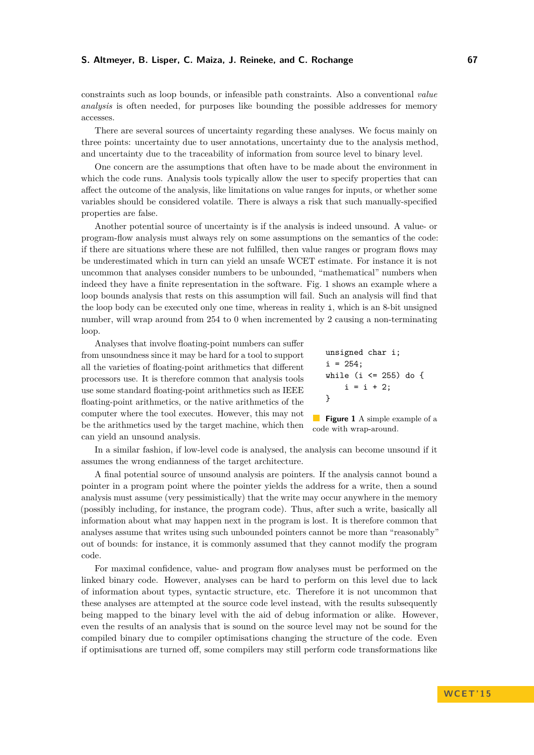constraints such as loop bounds, or infeasible path constraints. Also a conventional *value analysis* is often needed, for purposes like bounding the possible addresses for memory accesses.

There are several sources of uncertainty regarding these analyses. We focus mainly on three points: uncertainty due to user annotations, uncertainty due to the analysis method, and uncertainty due to the traceability of information from source level to binary level.

One concern are the assumptions that often have to be made about the environment in which the code runs. Analysis tools typically allow the user to specify properties that can affect the outcome of the analysis, like limitations on value ranges for inputs, or whether some variables should be considered volatile. There is always a risk that such manually-specified properties are false.

Another potential source of uncertainty is if the analysis is indeed unsound. A value- or program-flow analysis must always rely on some assumptions on the semantics of the code: if there are situations where these are not fulfilled, then value ranges or program flows may be underestimated which in turn can yield an unsafe WCET estimate. For instance it is not uncommon that analyses consider numbers to be unbounded, "mathematical" numbers when indeed they have a finite representation in the software. Fig. 1 shows an example where a loop bounds analysis that rests on this assumption will fail. Such an analysis will find that the loop body can be executed only one time, whereas in reality `i`, which is an 8-bit unsigned number, will wrap around from 254 to 0 when incremented by 2 causing a non-terminating loop.

```
unsigned char i;
i = 254;
while (i <= 255) do {
    i = i + 2;
}
```

**Figure 1** A simple example of a code with wrap-around.

Analyses that involve floating-point numbers can suffer from unsoundness since it may be hard for a tool to support all the varieties of floating-point arithmetics that different processors use. It is therefore common that analysis tools use some standard floating-point arithmetics such as IEEE floating-point arithmetics, or the native arithmetics of the computer where the tool executes. However, this may not be the arithmetics used by the target machine, which then can yield an unsound analysis.

In a similar fashion, if low-level code is analysed, the analysis can become unsound if it assumes the wrong endianness of the target architecture.

A final potential source of unsound analysis are pointers. If the analysis cannot bound a pointer in a program point where the pointer yields the address for a write, then a sound analysis must assume (very pessimistically) that the write may occur anywhere in the memory (possibly including, for instance, the program code). Thus, after such a write, basically all information about what may happen next in the program is lost. It is therefore common that analyses assume that writes using such unbounded pointers cannot be more than "reasonably" out of bounds: for instance, it is commonly assumed that they cannot modify the program code.

For maximal confidence, value- and program flow analyses must be performed on the linked binary code. However, analyses can be hard to perform on this level due to lack of information about types, syntactic structure, etc. Therefore it is not uncommon that these analyses are attempted at the source code level instead, with the results subsequently being mapped to the binary level with the aid of debug information or alike. However, even the results of an analysis that is sound on the source level may not be sound for the compiled binary due to compiler optimisations changing the structure of the code. Even if optimisations are turned off, some compilers may still perform code transformations like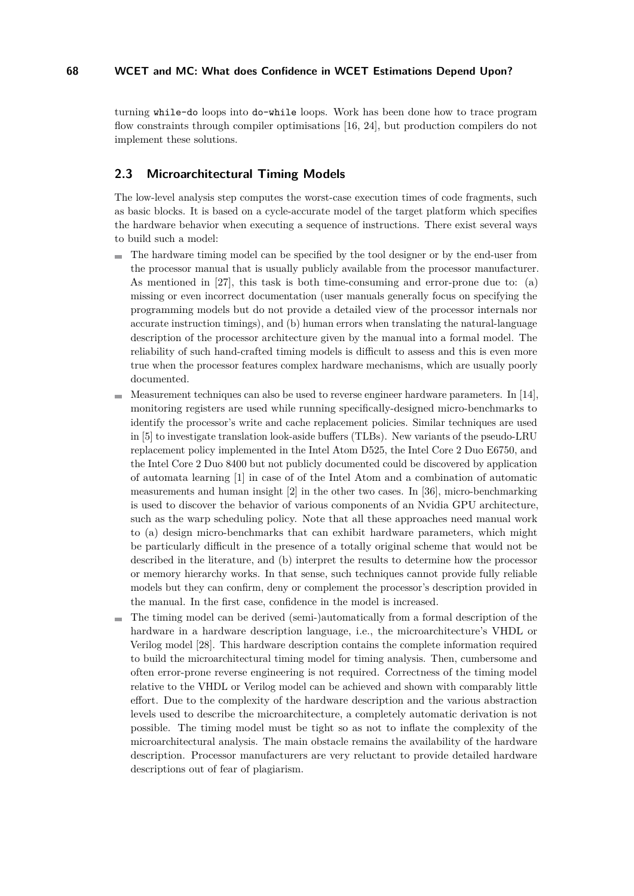turning `while-do` loops into `do-while` loops. Work has been done how to trace program flow constraints through compiler optimisations [16, 24], but production compilers do not implement these solutions.

## 2.3 Microarchitectural Timing Models

The low-level analysis step computes the worst-case execution times of code fragments, such as basic blocks. It is based on a cycle-accurate model of the target platform which specifies the hardware behavior when executing a sequence of instructions. There exist several ways to build such a model:

- The hardware timing model can be specified by the tool designer or by the end-user from the processor manual that is usually publicly available from the processor manufacturer. As mentioned in [27], this task is both time-consuming and error-prone due to: (a) missing or even incorrect documentation (user manuals generally focus on specifying the programming models but do not provide a detailed view of the processor internals nor accurate instruction timings), and (b) human errors when translating the natural-language description of the processor architecture given by the manual into a formal model. The reliability of such hand-crafted timing models is difficult to assess and this is even more true when the processor features complex hardware mechanisms, which are usually poorly documented.
- Measurement techniques can also be used to reverse engineer hardware parameters. In [14], monitoring registers are used while running specifically-designed micro-benchmarks to identify the processor's write and cache replacement policies. Similar techniques are used in [5] to investigate translation look-aside buffers (TLBs). New variants of the pseudo-LRU replacement policy implemented in the Intel Atom D525, the Intel Core 2 Duo E6750, and the Intel Core 2 Duo 8400 but not publicly documented could be discovered by application of automata learning [1] in case of of the Intel Atom and a combination of automatic measurements and human insight [2] in the other two cases. In [36], micro-benchmarking is used to discover the behavior of various components of an Nvidia GPU architecture, such as the warp scheduling policy. Note that all these approaches need manual work to (a) design micro-benchmarks that can exhibit hardware parameters, which might be particularly difficult in the presence of a totally original scheme that would not be described in the literature, and (b) interpret the results to determine how the processor or memory hierarchy works. In that sense, such techniques cannot provide fully reliable models but they can confirm, deny or complement the processor's description provided in the manual. In the first case, confidence in the model is increased.
- The timing model can be derived (semi-)automatically from a formal description of the hardware in a hardware description language, i.e., the microarchitecture's VHDL or Verilog model [28]. This hardware description contains the complete information required to build the microarchitectural timing model for timing analysis. Then, cumbersome and often error-prone reverse engineering is not required. Correctness of the timing model relative to the VHDL or Verilog model can be achieved and shown with comparably little effort. Due to the complexity of the hardware description and the various abstraction levels used to describe the microarchitecture, a completely automatic derivation is not possible. The timing model must be tight so as not to inflate the complexity of the microarchitectural analysis. The main obstacle remains the availability of the hardware description. Processor manufacturers are very reluctant to provide detailed hardware descriptions out of fear of plagiarism.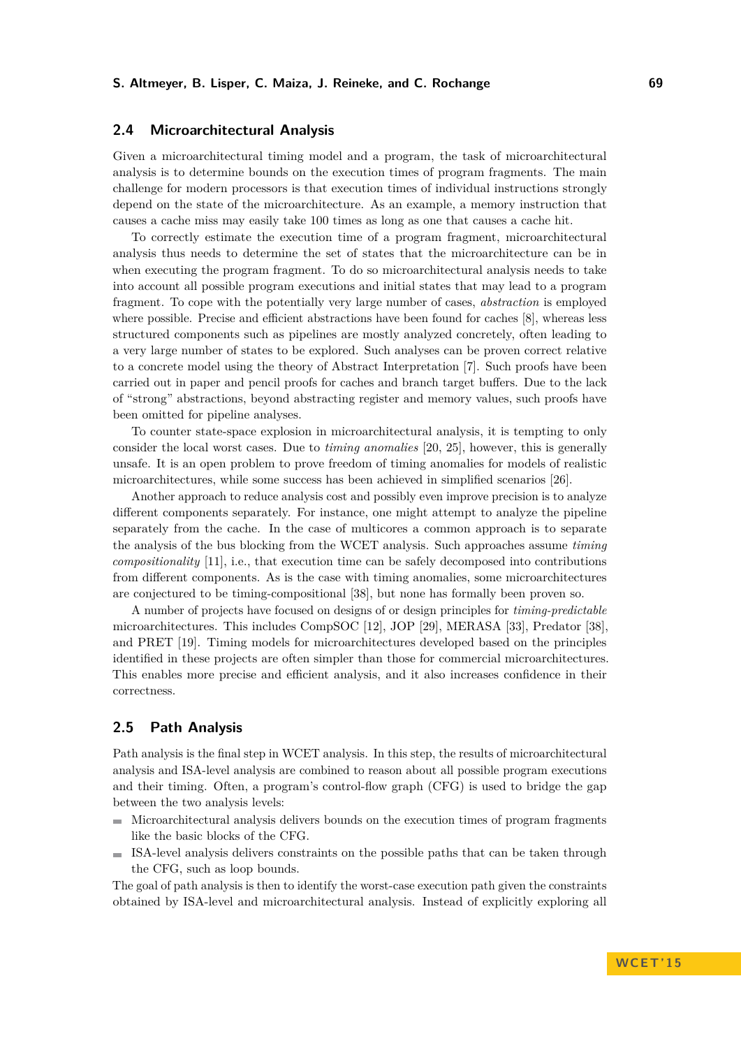## 2.4 Microarchitectural Analysis

Given a microarchitectural timing model and a program, the task of microarchitectural analysis is to determine bounds on the execution times of program fragments. The main challenge for modern processors is that execution times of individual instructions strongly depend on the state of the microarchitecture. As an example, a memory instruction that causes a cache miss may easily take 100 times as long as one that causes a cache hit.

To correctly estimate the execution time of a program fragment, microarchitectural analysis thus needs to determine the set of states that the microarchitecture can be in when executing the program fragment. To do so microarchitectural analysis needs to take into account all possible program executions and initial states that may lead to a program fragment. To cope with the potentially very large number of cases, *abstraction* is employed where possible. Precise and efficient abstractions have been found for caches [8], whereas less structured components such as pipelines are mostly analyzed concretely, often leading to a very large number of states to be explored. Such analyses can be proven correct relative to a concrete model using the theory of Abstract Interpretation [7]. Such proofs have been carried out in paper and pencil proofs for caches and branch target buffers. Due to the lack of "strong" abstractions, beyond abstracting register and memory values, such proofs have been omitted for pipeline analyses.

To counter state-space explosion in microarchitectural analysis, it is tempting to only consider the local worst cases. Due to *timing anomalies* [20, 25], however, this is generally unsafe. It is an open problem to prove freedom of timing anomalies for models of realistic microarchitectures, while some success has been achieved in simplified scenarios [26].

Another approach to reduce analysis cost and possibly even improve precision is to analyze different components separately. For instance, one might attempt to analyze the pipeline separately from the cache. In the case of multicores a common approach is to separate the analysis of the bus blocking from the WCET analysis. Such approaches assume *timing compositionality* [11], i.e., that execution time can be safely decomposed into contributions from different components. As is the case with timing anomalies, some microarchitectures are conjectured to be timing-compositional [38], but none has formally been proven so.

A number of projects have focused on designs of or design principles for *timing-predictable* microarchitectures. This includes CompSOC [12], JOP [29], MERASA [33], Predator [38], and PRET [19]. Timing models for microarchitectures developed based on the principles identified in these projects are often simpler than those for commercial microarchitectures. This enables more precise and efficient analysis, and it also increases confidence in their correctness.

## 2.5 Path Analysis

Path analysis is the final step in WCET analysis. In this step, the results of microarchitectural analysis and ISA-level analysis are combined to reason about all possible program executions and their timing. Often, a program's control-flow graph (CFG) is used to bridge the gap between the two analysis levels:

- Microarchitectural analysis delivers bounds on the execution times of program fragments like the basic blocks of the CFG.
- ISA-level analysis delivers constraints on the possible paths that can be taken through the CFG, such as loop bounds.

The goal of path analysis is then to identify the worst-case execution path given the constraints obtained by ISA-level and microarchitectural analysis. Instead of explicitly exploring all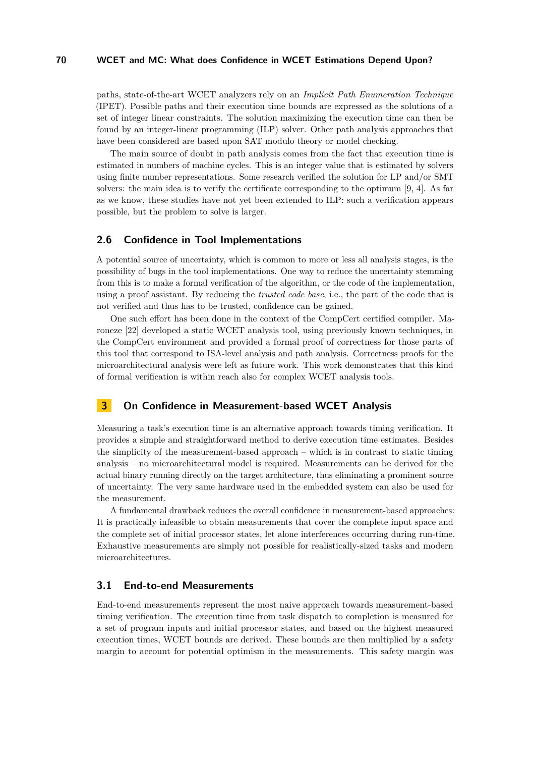paths, state-of-the-art WCET analyzers rely on an *Implicit Path Enumeration Technique* (IPET). Possible paths and their execution time bounds are expressed as the solutions of a set of integer linear constraints. The solution maximizing the execution time can then be found by an integer-linear programming (ILP) solver. Other path analysis approaches that have been considered are based upon SAT modulo theory or model checking.

The main source of doubt in path analysis comes from the fact that execution time is estimated in numbers of machine cycles. This is an integer value that is estimated by solvers using finite number representations. Some research verified the solution for LP and/or SMT solvers: the main idea is to verify the certificate corresponding to the optimum [9, 4]. As far as we know, these studies have not yet been extended to ILP: such a verification appears possible, but the problem to solve is larger.

### 2.6 Confidence in Tool Implementations

A potential source of uncertainty, which is common to more or less all analysis stages, is the possibility of bugs in the tool implementations. One way to reduce the uncertainty stemming from this is to make a formal verification of the algorithm, or the code of the implementation, using a proof assistant. By reducing the *trusted code base*, i.e., the part of the code that is not verified and thus has to be trusted, confidence can be gained.

One such effort has been done in the context of the CompCert certified compiler. Maroneze [22] developed a static WCET analysis tool, using previously known techniques, in the CompCert environment and provided a formal proof of correctness for those parts of this tool that correspond to ISA-level analysis and path analysis. Correctness proofs for the microarchitectural analysis were left as future work. This work demonstrates that this kind of formal verification is within reach also for complex WCET analysis tools.

## 3 On Confidence in Measurement-based WCET Analysis

Measuring a task's execution time is an alternative approach towards timing verification. It provides a simple and straightforward method to derive execution time estimates. Besides the simplicity of the measurement-based approach – which is in contrast to static timing analysis – no microarchitectural model is required. Measurements can be derived for the actual binary running directly on the target architecture, thus eliminating a prominent source of uncertainty. The very same hardware used in the embedded system can also be used for the measurement.

A fundamental drawback reduces the overall confidence in measurement-based approaches: It is practically infeasible to obtain measurements that cover the complete input space and the complete set of initial processor states, let alone interferences occurring during run-time. Exhaustive measurements are simply not possible for realistically-sized tasks and modern microarchitectures.

### 3.1 End-to-end Measurements

End-to-end measurements represent the most naive approach towards measurement-based timing verification. The execution time from task dispatch to completion is measured for a set of program inputs and initial processor states, and based on the highest measured execution times, WCET bounds are derived. These bounds are then multiplied by a safety margin to account for potential optimism in the measurements. This safety margin was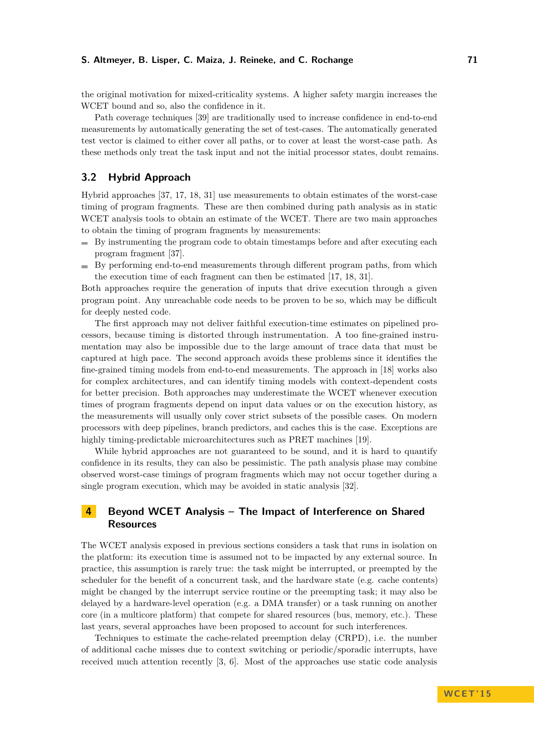the original motivation for mixed-criticality systems. A higher safety margin increases the WCET bound and so, also the confidence in it.

Path coverage techniques [39] are traditionally used to increase confidence in end-to-end measurements by automatically generating the set of test-cases. The automatically generated test vector is claimed to either cover all paths, or to cover at least the worst-case path. As these methods only treat the task input and not the initial processor states, doubt remains.

## 3.2 Hybrid Approach

Hybrid approaches [37, 17, 18, 31] use measurements to obtain estimates of the worst-case timing of program fragments. These are then combined during path analysis as in static WCET analysis tools to obtain an estimate of the WCET. There are two main approaches to obtain the timing of program fragments by measurements:

- By instrumenting the program code to obtain timestamps before and after executing each program fragment [37].
- By performing end-to-end measurements through different program paths, from which the execution time of each fragment can then be estimated [17, 18, 31].

Both approaches require the generation of inputs that drive execution through a given program point. Any unreachable code needs to be proven to be so, which may be difficult for deeply nested code.

The first approach may not deliver faithful execution-time estimates on pipelined processors, because timing is distorted through instrumentation. A too fine-grained instrumentation may also be impossible due to the large amount of trace data that must be captured at high pace. The second approach avoids these problems since it identifies the fine-grained timing models from end-to-end measurements. The approach in [18] works also for complex architectures, and can identify timing models with context-dependent costs for better precision. Both approaches may underestimate the WCET whenever execution times of program fragments depend on input data values or on the execution history, as the measurements will usually only cover strict subsets of the possible cases. On modern processors with deep pipelines, branch predictors, and caches this is the case. Exceptions are highly timing-predictable microarchitectures such as PRET machines [19].

While hybrid approaches are not guaranteed to be sound, and it is hard to quantify confidence in its results, they can also be pessimistic. The path analysis phase may combine observed worst-case timings of program fragments which may not occur together during a single program execution, which may be avoided in static analysis [32].

# 4 Beyond WCET Analysis – The Impact of Interference on Shared Resources

The WCET analysis exposed in previous sections considers a task that runs in isolation on the platform: its execution time is assumed not to be impacted by any external source. In practice, this assumption is rarely true: the task might be interrupted, or preempted by the scheduler for the benefit of a concurrent task, and the hardware state (e.g. cache contents) might be changed by the interrupt service routine or the preempting task; it may also be delayed by a hardware-level operation (e.g. a DMA transfer) or a task running on another core (in a multicore platform) that compete for shared resources (bus, memory, etc.). These last years, several approaches have been proposed to account for such interferences.

Techniques to estimate the cache-related preemption delay (CRPD), i.e. the number of additional cache misses due to context switching or periodic/sporadic interrupts, have received much attention recently [3, 6]. Most of the approaches use static code analysis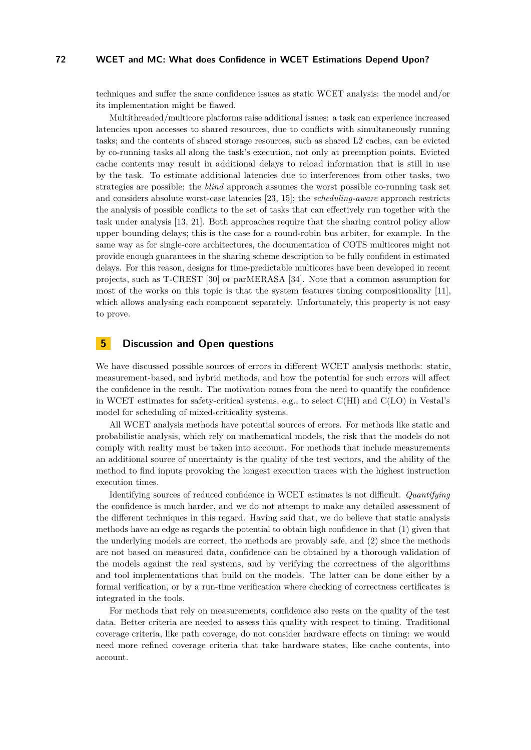techniques and suffer the same confidence issues as static WCET analysis: the model and/or its implementation might be flawed.

Multithreaded/multicore platforms raise additional issues: a task can experience increased latencies upon accesses to shared resources, due to conflicts with simultaneously running tasks; and the contents of shared storage resources, such as shared L2 caches, can be evicted by co-running tasks all along the task's execution, not only at preemption points. Evicted cache contents may result in additional delays to reload information that is still in use by the task. To estimate additional latencies due to interferences from other tasks, two strategies are possible: the *blind* approach assumes the worst possible co-running task set and considers absolute worst-case latencies [23, 15]; the *scheduling-aware* approach restricts the analysis of possible conflicts to the set of tasks that can effectively run together with the task under analysis [13, 21]. Both approaches require that the sharing control policy allow upper bounding delays; this is the case for a round-robin bus arbiter, for example. In the same way as for single-core architectures, the documentation of COTS multicores might not provide enough guarantees in the sharing scheme description to be fully confident in estimated delays. For this reason, designs for time-predictable multicores have been developed in recent projects, such as T-CREST [30] or parMERASA [34]. Note that a common assumption for most of the works on this topic is that the system features timing compositionality [11], which allows analysing each component separately. Unfortunately, this property is not easy to prove.

## 5 Discussion and Open questions

We have discussed possible sources of errors in different WCET analysis methods: static, measurement-based, and hybrid methods, and how the potential for such errors will affect the confidence in the result. The motivation comes from the need to quantify the confidence in WCET estimates for safety-critical systems, e.g., to select C(HI) and C(LO) in Vestal's model for scheduling of mixed-criticality systems.

All WCET analysis methods have potential sources of errors. For methods like static and probabilistic analysis, which rely on mathematical models, the risk that the models do not comply with reality must be taken into account. For methods that include measurements an additional source of uncertainty is the quality of the test vectors, and the ability of the method to find inputs provoking the longest execution traces with the highest instruction execution times.

Identifying sources of reduced confidence in WCET estimates is not difficult. *Quantifying* the confidence is much harder, and we do not attempt to make any detailed assessment of the different techniques in this regard. Having said that, we do believe that static analysis methods have an edge as regards the potential to obtain high confidence in that (1) given that the underlying models are correct, the methods are provably safe, and (2) since the methods are not based on measured data, confidence can be obtained by a thorough validation of the models against the real systems, and by verifying the correctness of the algorithms and tool implementations that build on the models. The latter can be done either by a formal verification, or by a run-time verification where checking of correctness certificates is integrated in the tools.

For methods that rely on measurements, confidence also rests on the quality of the test data. Better criteria are needed to assess this quality with respect to timing. Traditional coverage criteria, like path coverage, do not consider hardware effects on timing: we would need more refined coverage criteria that take hardware states, like cache contents, into account.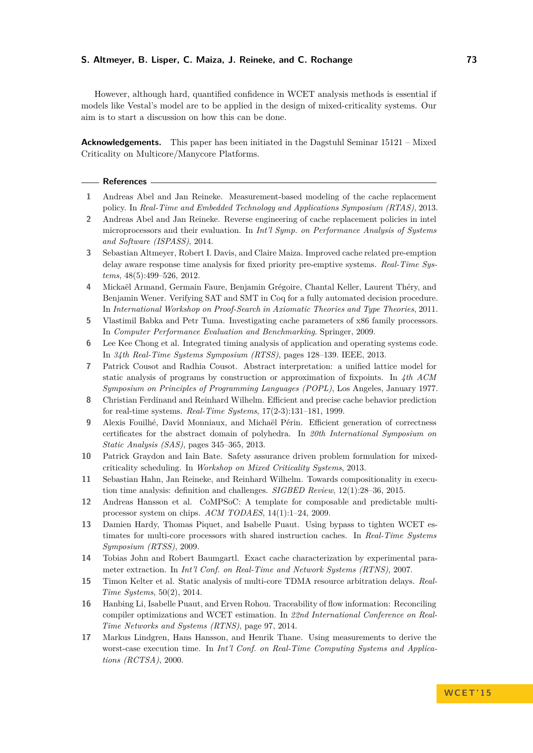However, although hard, quantified confidence in WCET analysis methods is essential if models like Vestal's model are to be applied in the design of mixed-criticality systems. Our aim is to start a discussion on how this can be done.

**Acknowledgements.** This paper has been initiated in the Dagstuhl Seminar 15121 – Mixed Criticality on Multicore/Manycore Platforms.

## References

1. Andreas Abel and Jan Reineke. Measurement-based modeling of the cache replacement policy. In *Real-Time and Embedded Technology and Applications Symposium (RTAS)*, 2013.
2. Andreas Abel and Jan Reineke. Reverse engineering of cache replacement policies in intel microprocessors and their evaluation. In *Int'l Symp. on Performance Analysis of Systems and Software (ISPASS)*, 2014.
3. Sebastian Altmeyer, Robert I. Davis, and Claire Maiza. Improved cache related pre-emption delay aware response time analysis for fixed priority pre-emptive systems. *Real-Time Systems*, 48(5):499–526, 2012.
4. Mickaël Armand, Germain Faure, Benjamin Grégoire, Chantal Keller, Laurent Théry, and Benjamin Wener. Verifying SAT and SMT in Coq for a fully automated decision procedure. In *International Workshop on Proof-Search in Axiomatic Theories and Type Theories*, 2011.
5. Vlastimil Babka and Petr Tuma. Investigating cache parameters of x86 family processors. In *Computer Performance Evaluation and Benchmarking*. Springer, 2009.
6. Lee Kee Chong et al. Integrated timing analysis of application and operating systems code. In *34th Real-Time Systems Symposium (RTSS)*, pages 128–139. IEEE, 2013.
7. Patrick Cousot and Radhia Cousot. Abstract interpretation: a unified lattice model for static analysis of programs by construction or approximation of fixpoints. In *4th ACM Symposium on Principles of Programming Languages (POPL)*, Los Angeles, January 1977.
8. Christian Ferdinand and Reinhard Wilhelm. Efficient and precise cache behavior prediction for real-time systems. *Real-Time Systems*, 17(2-3):131–181, 1999.
9. Alexis Fouilhé, David Monniaux, and Michaël Périn. Efficient generation of correctness certificates for the abstract domain of polyhedra. In *20th International Symposium on Static Analysis (SAS)*, pages 345–365, 2013.
10. Patrick Graydon and Iain Bate. Safety assurance driven problem formulation for mixed-criticality scheduling. In *Workshop on Mixed Criticality Systems*, 2013.
11. Sebastian Hahn, Jan Reineke, and Reinhard Wilhelm. Towards compositionality in execution time analysis: definition and challenges. *SIGBED Review*, 12(1):28–36, 2015.
12. Andreas Hansson et al. CoMPSoC: A template for composable and predictable multi-processor system on chips. *ACM TODAES*, 14(1):1–24, 2009.
13. Damien Hardy, Thomas Piquet, and Isabelle Puaut. Using bypass to tighten WCET estimates for multi-core processors with shared instruction caches. In *Real-Time Systems Symposium (RTSS)*, 2009.
14. Tobias John and Robert Baumgartl. Exact cache characterization by experimental parameter extraction. In *Int'l Conf. on Real-Time and Network Systems (RTNS)*, 2007.
15. Timon Kelter et al. Static analysis of multi-core TDMA resource arbitration delays. *Real-Time Systems*, 50(2), 2014.
16. Hanbing Li, Isabelle Puaut, and Erven Rohou. Traceability of flow information: Reconciling compiler optimizations and WCET estimation. In *22nd International Conference on Real-Time Networks and Systems (RTNS)*, page 97, 2014.
17. Markus Lindgren, Hans Hansson, and Henrik Thane. Using measurements to derive the worst-case execution time. In *Int'l Conf. on Real-Time Computing Systems and Applications (RCTSA)*, 2000.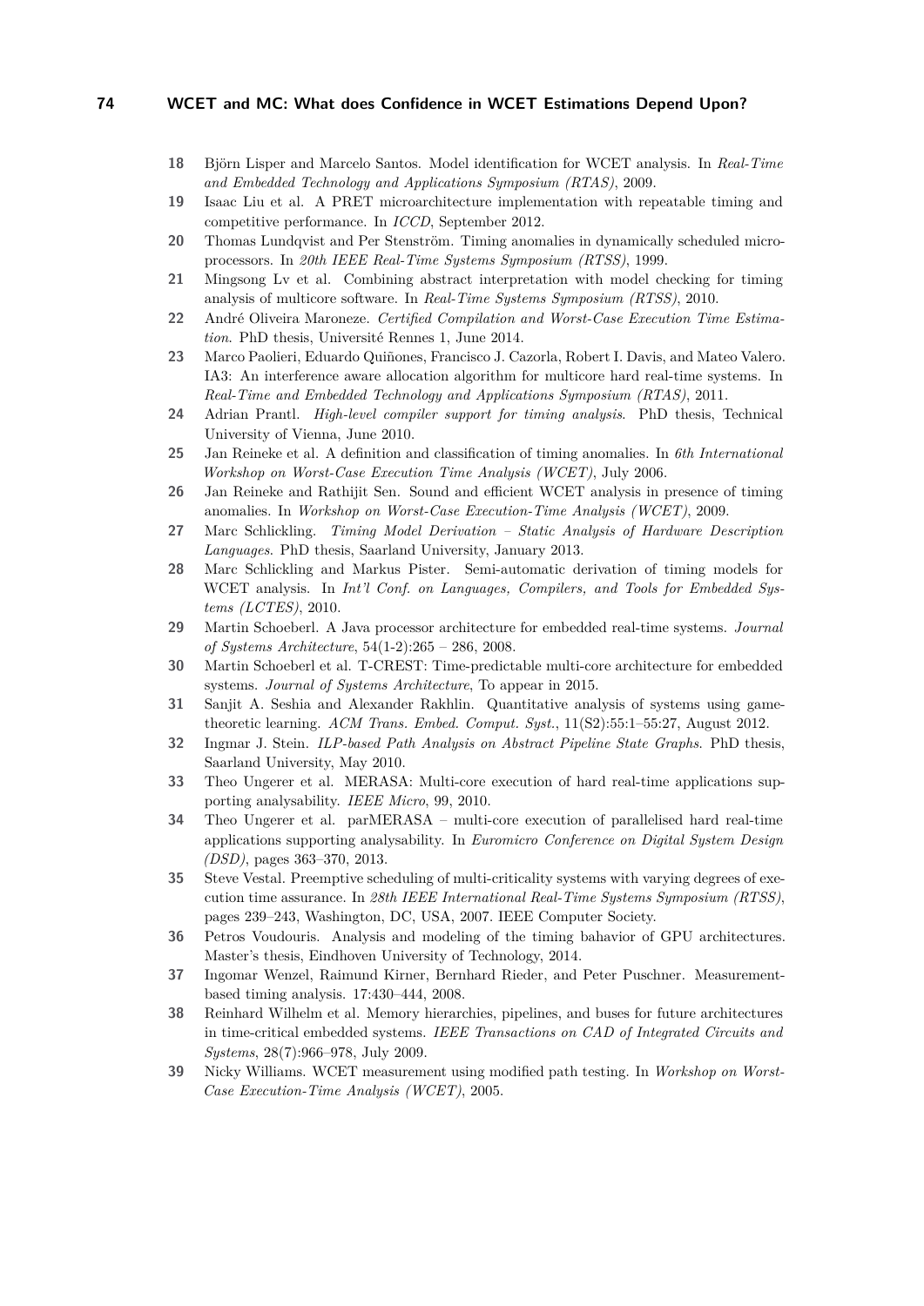18 Björn Lisper and Marcelo Santos. Model identification for WCET analysis. In *Real-Time and Embedded Technology and Applications Symposium (RTAS)*, 2009.

19 Isaac Liu et al. A PRET microarchitecture implementation with repeatable timing and competitive performance. In *ICCD*, September 2012.

20 Thomas Lundqvist and Per Stenström. Timing anomalies in dynamically scheduled microprocessors. In *20th IEEE Real-Time Systems Symposium (RTSS)*, 1999.

21 Mingsong Lv et al. Combining abstract interpretation with model checking for timing analysis of multicore software. In *Real-Time Systems Symposium (RTSS)*, 2010.

22 André Oliveira Maroneze. *Certified Compilation and Worst-Case Execution Time Estimation*. PhD thesis, Université Rennes 1, June 2014.

23 Marco Paolieri, Eduardo Quiñones, Francisco J. Cazorla, Robert I. Davis, and Mateo Valero. IA3: An interference aware allocation algorithm for multicore hard real-time systems. In *Real-Time and Embedded Technology and Applications Symposium (RTAS)*, 2011.

24 Adrian Prantl. *High-level compiler support for timing analysis*. PhD thesis, Technical University of Vienna, June 2010.

25 Jan Reineke et al. A definition and classification of timing anomalies. In *6th International Workshop on Worst-Case Execution Time Analysis (WCET)*, July 2006.

26 Jan Reineke and Rathijit Sen. Sound and efficient WCET analysis in presence of timing anomalies. In *Workshop on Worst-Case Execution-Time Analysis (WCET)*, 2009.

27 Marc Schlickling. *Timing Model Derivation – Static Analysis of Hardware Description Languages*. PhD thesis, Saarland University, January 2013.

28 Marc Schlickling and Markus Pister. Semi-automatic derivation of timing models for WCET analysis. In *Int'l Conf. on Languages, Compilers, and Tools for Embedded Systems (LCTES)*, 2010.

29 Martin Schoeberl. A Java processor architecture for embedded real-time systems. *Journal of Systems Architecture*, 54(1-2):265 – 286, 2008.

30 Martin Schoeberl et al. T-CREST: Time-predictable multi-core architecture for embedded systems. *Journal of Systems Architecture*, To appear in 2015.

31 Sanjit A. Seshia and Alexander Rakhlin. Quantitative analysis of systems using game-theoretic learning. *ACM Trans. Embed. Comput. Syst.*, 11(S2):55:1–55:27, August 2012.

32 Ingmar J. Stein. *ILP-based Path Analysis on Abstract Pipeline State Graphs*. PhD thesis, Saarland University, May 2010.

33 Theo Ungerer et al. MERASA: Multi-core execution of hard real-time applications supporting analysability. *IEEE Micro*, 99, 2010.

34 Theo Ungerer et al. parMERASA – multi-core execution of parallelised hard real-time applications supporting analysability. In *Euromicro Conference on Digital System Design (DSD)*, pages 363–370, 2013.

35 Steve Vestal. Preemptive scheduling of multi-criticality systems with varying degrees of execution time assurance. In *28th IEEE International Real-Time Systems Symposium (RTSS)*, pages 239–243, Washington, DC, USA, 2007. IEEE Computer Society.

36 Petros Voudouris. Analysis and modeling of the timing bahavior of GPU architectures. Master's thesis, Eindhoven University of Technology, 2014.

37 Ingomar Wenzel, Raimund Kirner, Bernhard Rieder, and Peter Puschner. Measurement-based timing analysis. 17:430–444, 2008.

38 Reinhard Wilhelm et al. Memory hierarchies, pipelines, and buses for future architectures in time-critical embedded systems. *IEEE Transactions on CAD of Integrated Circuits and Systems*, 28(7):966–978, July 2009.

39 Nicky Williams. WCET measurement using modified path testing. In *Workshop on Worst-Case Execution-Time Analysis (WCET)*, 2005.